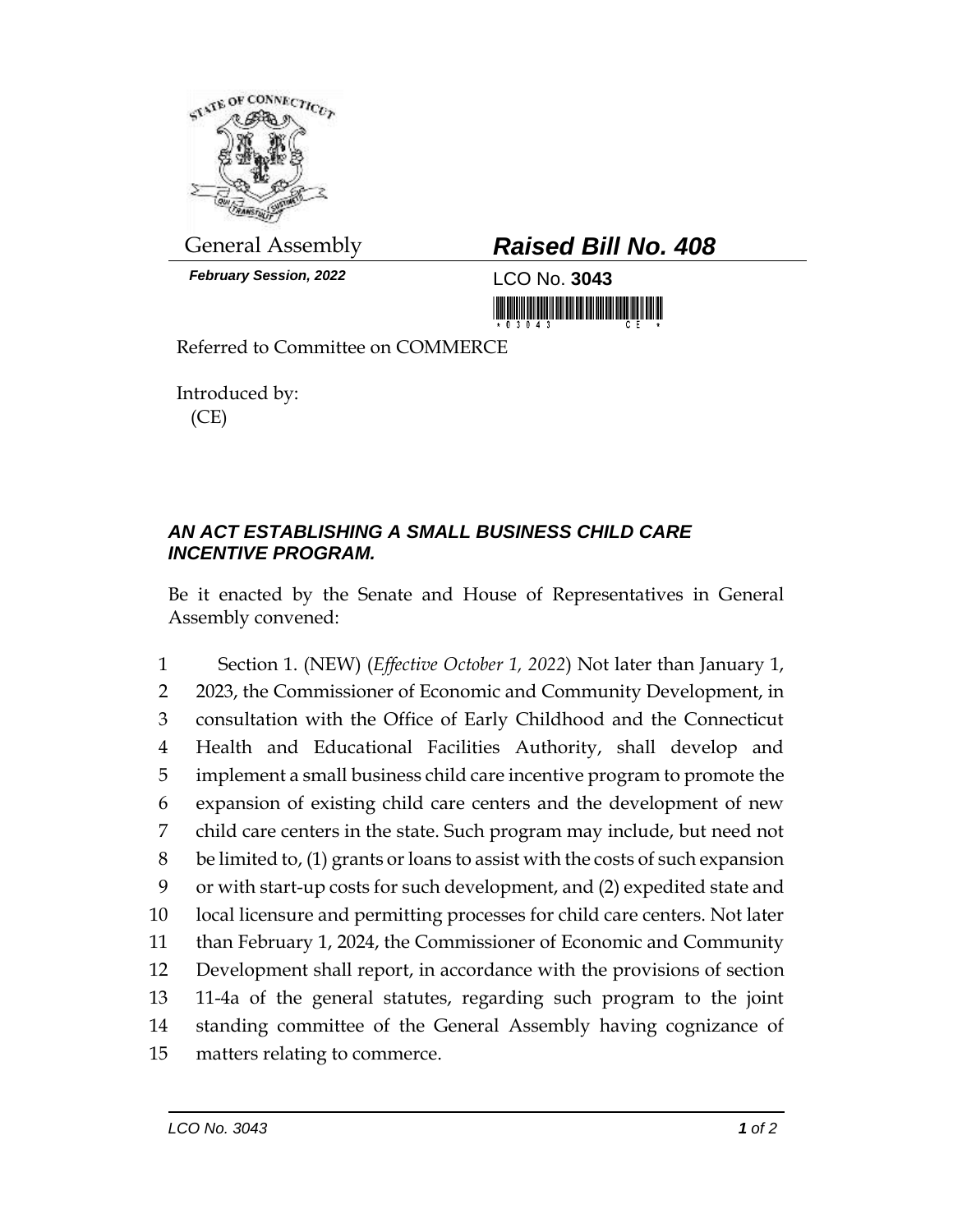General Assembly

***February Session, 2022***

# ***Raised Bill No. 408***

LCO No. **3043**

Referred to Committee on COMMERCE

Introduced by:
(CE)

## ***AN ACT ESTABLISHING A SMALL BUSINESS CHILD CARE INCENTIVE PROGRAM.***

Be it enacted by the Senate and House of Representatives in General Assembly convened:

1 Section 1. (NEW) (*Effective October 1, 2022*) Not later than January 1,
2 2023, the Commissioner of Economic and Community Development, in
3 consultation with the Office of Early Childhood and the Connecticut
4 Health and Educational Facilities Authority, shall develop and
5 implement a small business child care incentive program to promote the
6 expansion of existing child care centers and the development of new
7 child care centers in the state. Such program may include, but need not
8 be limited to, (1) grants or loans to assist with the costs of such expansion
9 or with start-up costs for such development, and (2) expedited state and
10 local licensure and permitting processes for child care centers. Not later
11 than February 1, 2024, the Commissioner of Economic and Community
12 Development shall report, in accordance with the provisions of section
13 11-4a of the general statutes, regarding such program to the joint
14 standing committee of the General Assembly having cognizance of
15 matters relating to commerce.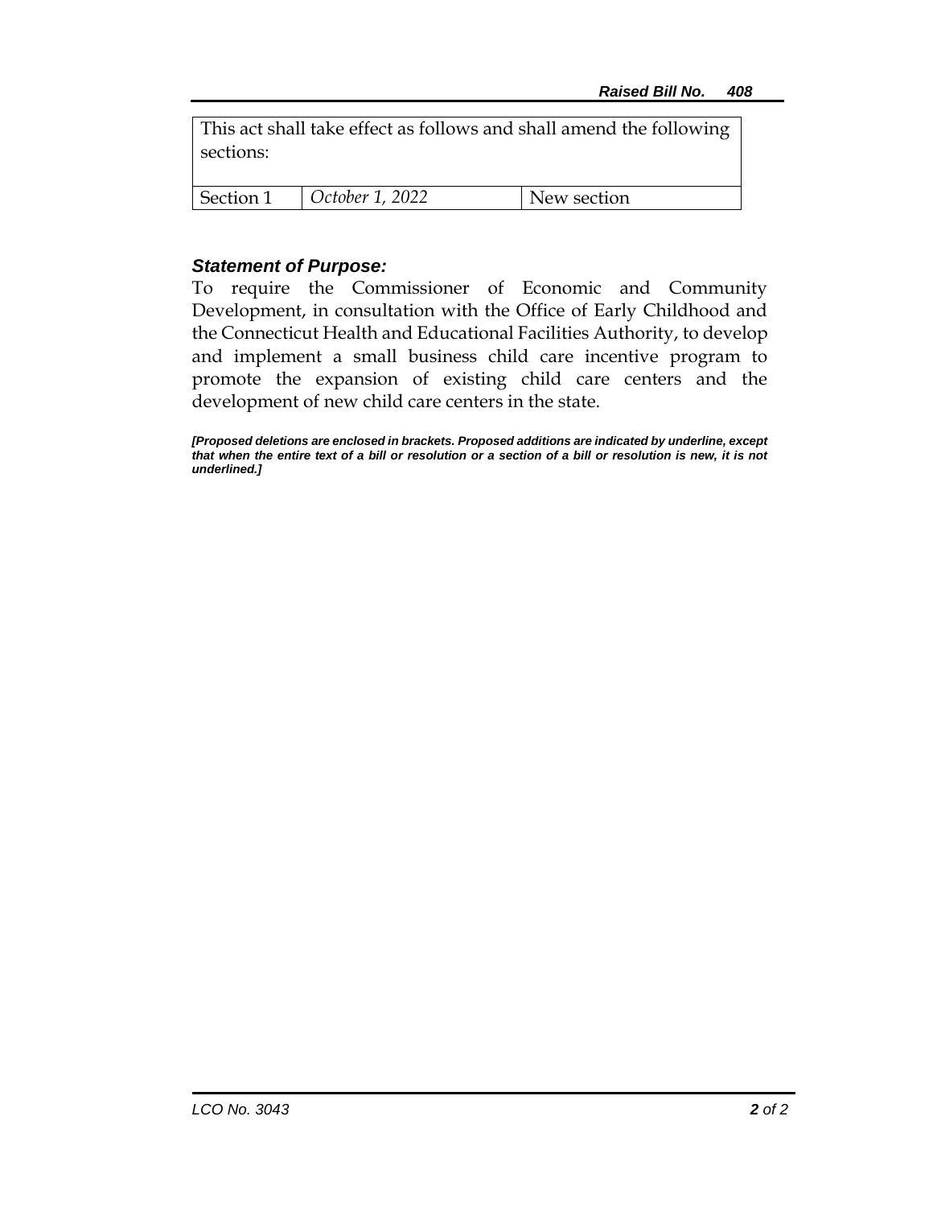| This act shall take effect as follows and shall amend the following sections: | | |
|---|---|---|
| Section 1 | *October 1, 2022* | New section |

### *Statement of Purpose:*

To require the Commissioner of Economic and Community Development, in consultation with the Office of Early Childhood and the Connecticut Health and Educational Facilities Authority, to develop and implement a small business child care incentive program to promote the expansion of existing child care centers and the development of new child care centers in the state.

***[Proposed deletions are enclosed in brackets. Proposed additions are indicated by underline, except that when the entire text of a bill or resolution or a section of a bill or resolution is new, it is not underlined.]***